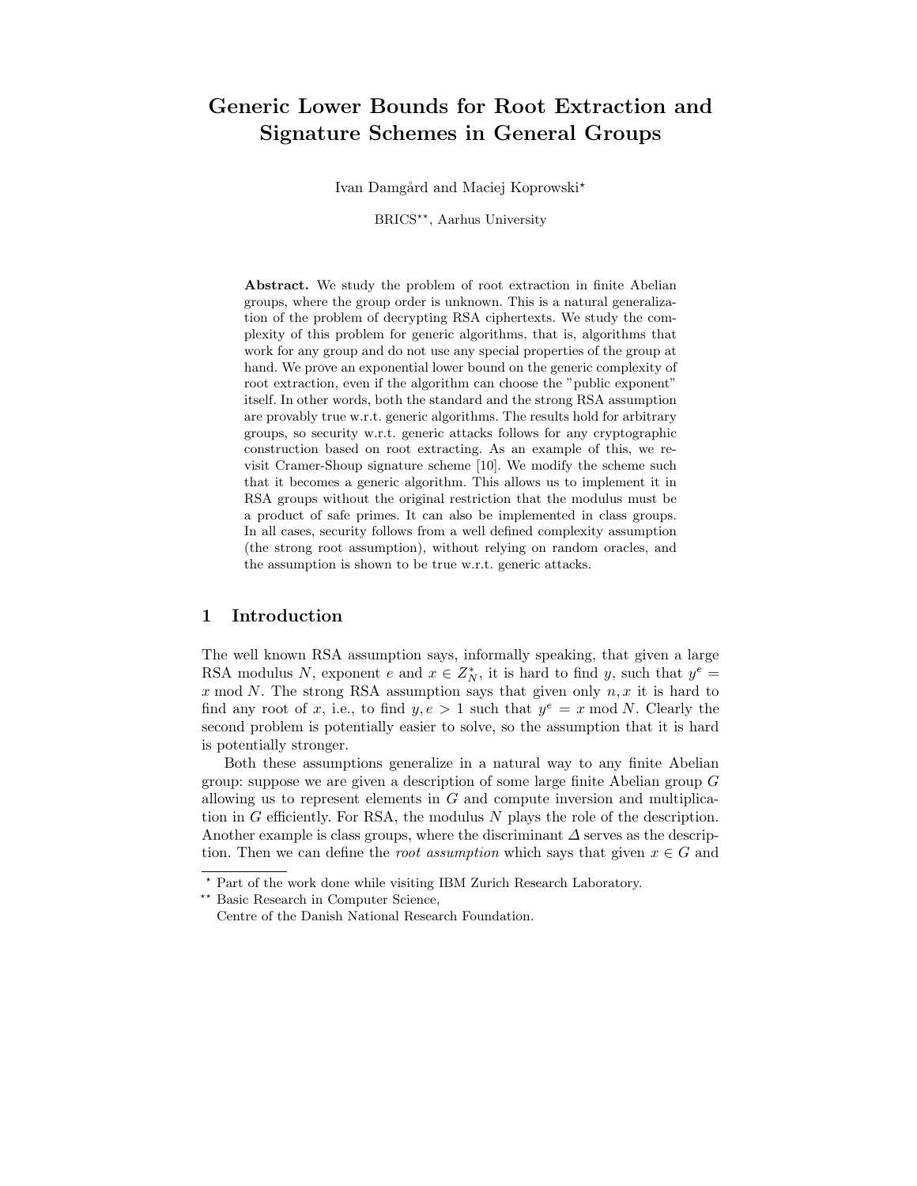# Generic Lower Bounds for Root Extraction and Signature Schemes in General Groups

Ivan Damgård and Maciej Koprowski*

BRICS**, Aarhus University

**Abstract.** We study the problem of root extraction in finite Abelian groups, where the group order is unknown. This is a natural generalization of the problem of decrypting RSA ciphertexts. We study the complexity of this problem for generic algorithms, that is, algorithms that work for any group and do not use any special properties of the group at hand. We prove an exponential lower bound on the generic complexity of root extraction, even if the algorithm can choose the "public exponent" itself. In other words, both the standard and the strong RSA assumption are provably true w.r.t. generic algorithms. The results hold for arbitrary groups, so security w.r.t. generic attacks follows for any cryptographic construction based on root extracting. As an example of this, we revisit Cramer-Shoup signature scheme [10]. We modify the scheme such that it becomes a generic algorithm. This allows us to implement it in RSA groups without the original restriction that the modulus must be a product of safe primes. It can also be implemented in class groups. In all cases, security follows from a well defined complexity assumption (the strong root assumption), without relying on random oracles, and the assumption is shown to be true w.r.t. generic attacks.

## 1 Introduction

The well known RSA assumption says, informally speaking, that given a large RSA modulus $N$, exponent $e$ and $x \in Z_N^*$, it is hard to find $y$, such that $y^e = x \bmod N$. The strong RSA assumption says that given only $n, x$ it is hard to find any root of $x$, i.e., to find $y, e > 1$ such that $y^e = x \bmod N$. Clearly the second problem is potentially easier to solve, so the assumption that it is hard is potentially stronger.

Both these assumptions generalize in a natural way to any finite Abelian group: suppose we are given a description of some large finite Abelian group $G$ allowing us to represent elements in $G$ and compute inversion and multiplication in $G$ efficiently. For RSA, the modulus $N$ plays the role of the description. Another example is class groups, where the discriminant $\Delta$ serves as the description. Then we can define the *root assumption* which says that given $x \in G$ and

---

* Part of the work done while visiting IBM Zurich Research Laboratory.

** Basic Research in Computer Science, Centre of the Danish National Research Foundation.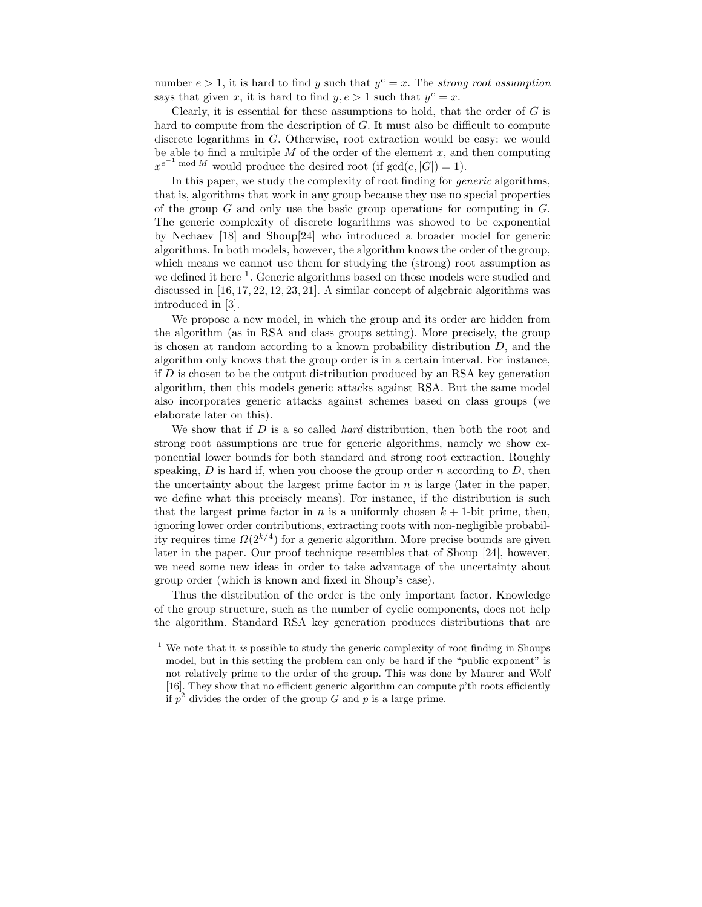number $e > 1$, it is hard to find $y$ such that $y^e = x$. The *strong root assumption* says that given $x$, it is hard to find $y, e > 1$ such that $y^e = x$.

Clearly, it is essential for these assumptions to hold, that the order of $G$ is hard to compute from the description of $G$. It must also be difficult to compute discrete logarithms in $G$. Otherwise, root extraction would be easy: we would be able to find a multiple $M$ of the order of the element $x$, and then computing $x^{e^{-1} \bmod M}$ would produce the desired root (if $\gcd(e, |G|) = 1$).

In this paper, we study the complexity of root finding for *generic* algorithms, that is, algorithms that work in any group because they use no special properties of the group $G$ and only use the basic group operations for computing in $G$. The generic complexity of discrete logarithms was showed to be exponential by Nechaev [18] and Shoup[24] who introduced a broader model for generic algorithms. In both models, however, the algorithm knows the order of the group, which means we cannot use them for studying the (strong) root assumption as we defined it here [1]. Generic algorithms based on those models were studied and discussed in [16, 17, 22, 12, 23, 21]. A similar concept of algebraic algorithms was introduced in [3].

We propose a new model, in which the group and its order are hidden from the algorithm (as in RSA and class groups setting). More precisely, the group is chosen at random according to a known probability distribution $D$, and the algorithm only knows that the group order is in a certain interval. For instance, if $D$ is chosen to be the output distribution produced by an RSA key generation algorithm, then this models generic attacks against RSA. But the same model also incorporates generic attacks against schemes based on class groups (we elaborate later on this).

We show that if $D$ is a so called *hard* distribution, then both the root and strong root assumptions are true for generic algorithms, namely we show exponential lower bounds for both standard and strong root extraction. Roughly speaking, $D$ is hard if, when you choose the group order $n$ according to $D$, then the uncertainty about the largest prime factor in $n$ is large (later in the paper, we define what this precisely means). For instance, if the distribution is such that the largest prime factor in $n$ is a uniformly chosen $k+1$-bit prime, then, ignoring lower order contributions, extracting roots with non-negligible probability requires time $\Omega(2^{k/4})$ for a generic algorithm. More precise bounds are given later in the paper. Our proof technique resembles that of Shoup [24], however, we need some new ideas in order to take advantage of the uncertainty about group order (which is known and fixed in Shoup's case).

Thus the distribution of the order is the only important factor. Knowledge of the group structure, such as the number of cyclic components, does not help the algorithm. Standard RSA key generation produces distributions that are

---

[1] We note that it *is* possible to study the generic complexity of root finding in Shoups model, but in this setting the problem can only be hard if the "public exponent" is not relatively prime to the order of the group. This was done by Maurer and Wolf [16]. They show that no efficient generic algorithm can compute $p$'th roots efficiently if $p^2$ divides the order of the group $G$ and $p$ is a large prime.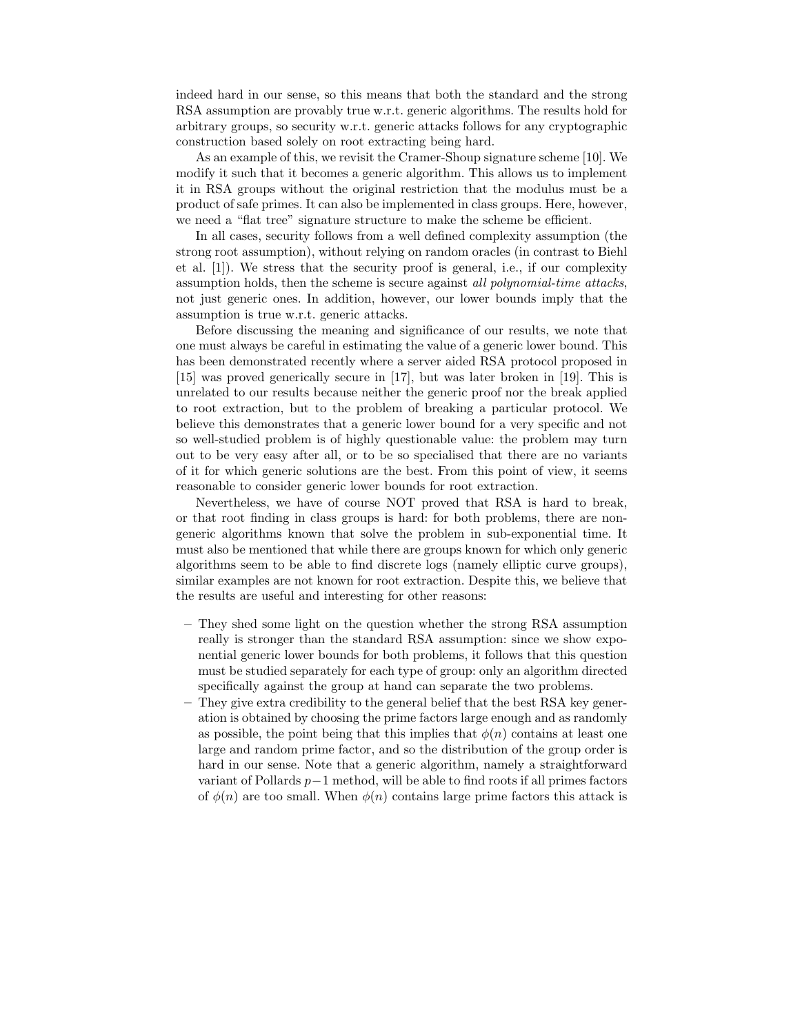indeed hard in our sense, so this means that both the standard and the strong RSA assumption are provably true w.r.t. generic algorithms. The results hold for arbitrary groups, so security w.r.t. generic attacks follows for any cryptographic construction based solely on root extracting being hard.

As an example of this, we revisit the Cramer-Shoup signature scheme [10]. We modify it such that it becomes a generic algorithm. This allows us to implement it in RSA groups without the original restriction that the modulus must be a product of safe primes. It can also be implemented in class groups. Here, however, we need a "flat tree" signature structure to make the scheme be efficient.

In all cases, security follows from a well defined complexity assumption (the strong root assumption), without relying on random oracles (in contrast to Biehl et al. [1]). We stress that the security proof is general, i.e., if our complexity assumption holds, then the scheme is secure against *all polynomial-time attacks*, not just generic ones. In addition, however, our lower bounds imply that the assumption is true w.r.t. generic attacks.

Before discussing the meaning and significance of our results, we note that one must always be careful in estimating the value of a generic lower bound. This has been demonstrated recently where a server aided RSA protocol proposed in [15] was proved generically secure in [17], but was later broken in [19]. This is unrelated to our results because neither the generic proof nor the break applied to root extraction, but to the problem of breaking a particular protocol. We believe this demonstrates that a generic lower bound for a very specific and not so well-studied problem is of highly questionable value: the problem may turn out to be very easy after all, or to be so specialised that there are no variants of it for which generic solutions are the best. From this point of view, it seems reasonable to consider generic lower bounds for root extraction.

Nevertheless, we have of course NOT proved that RSA is hard to break, or that root finding in class groups is hard: for both problems, there are non-generic algorithms known that solve the problem in sub-exponential time. It must also be mentioned that while there are groups known for which only generic algorithms seem to be able to find discrete logs (namely elliptic curve groups), similar examples are not known for root extraction. Despite this, we believe that the results are useful and interesting for other reasons:

- They shed some light on the question whether the strong RSA assumption really is stronger than the standard RSA assumption: since we show exponential generic lower bounds for both problems, it follows that this question must be studied separately for each type of group: only an algorithm directed specifically against the group at hand can separate the two problems.
- They give extra credibility to the general belief that the best RSA key generation is obtained by choosing the prime factors large enough and as randomly as possible, the point being that this implies that $\phi(n)$ contains at least one large and random prime factor, and so the distribution of the group order is hard in our sense. Note that a generic algorithm, namely a straightforward variant of Pollards $p-1$ method, will be able to find roots if all primes factors of $\phi(n)$ are too small. When $\phi(n)$ contains large prime factors this attack is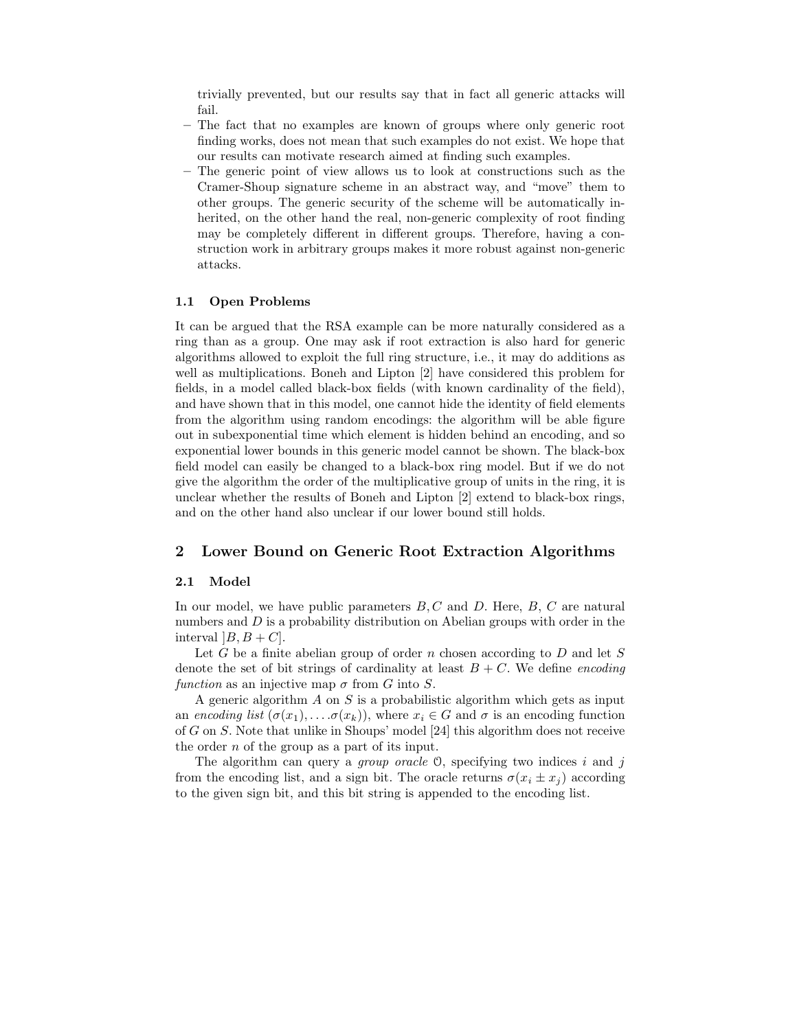trivially prevented, but our results say that in fact all generic attacks will fail.

- The fact that no examples are known of groups where only generic root finding works, does not mean that such examples do not exist. We hope that our results can motivate research aimed at finding such examples.
- The generic point of view allows us to look at constructions such as the Cramer-Shoup signature scheme in an abstract way, and "move" them to other groups. The generic security of the scheme will be automatically inherited, on the other hand the real, non-generic complexity of root finding may be completely different in different groups. Therefore, having a construction work in arbitrary groups makes it more robust against non-generic attacks.

### 1.1 Open Problems

It can be argued that the RSA example can be more naturally considered as a ring than as a group. One may ask if root extraction is also hard for generic algorithms allowed to exploit the full ring structure, i.e., it may do additions as well as multiplications. Boneh and Lipton [2] have considered this problem for fields, in a model called black-box fields (with known cardinality of the field), and have shown that in this model, one cannot hide the identity of field elements from the algorithm using random encodings: the algorithm will be able figure out in subexponential time which element is hidden behind an encoding, and so exponential lower bounds in this generic model cannot be shown. The black-box field model can easily be changed to a black-box ring model. But if we do not give the algorithm the order of the multiplicative group of units in the ring, it is unclear whether the results of Boneh and Lipton [2] extend to black-box rings, and on the other hand also unclear if our lower bound still holds.

## 2 Lower Bound on Generic Root Extraction Algorithms

### 2.1 Model

In our model, we have public parameters $B, C$ and $D$. Here, $B$, $C$ are natural numbers and $D$ is a probability distribution on Abelian groups with order in the interval $]B, B+C]$.

Let $G$ be a finite abelian group of order $n$ chosen according to $D$ and let $S$ denote the set of bit strings of cardinality at least $B+C$. We define *encoding function* as an injective map $\sigma$ from $G$ into $S$.

A generic algorithm $A$ on $S$ is a probabilistic algorithm which gets as input an *encoding list* $(\sigma(x_1), \dots .\sigma(x_k))$, where $x_i \in G$ and $\sigma$ is an encoding function of $G$ on $S$. Note that unlike in Shoups' model [24] this algorithm does not receive the order $n$ of the group as a part of its input.

The algorithm can query a *group oracle* $\mathcal{O}$, specifying two indices $i$ and $j$ from the encoding list, and a sign bit. The oracle returns $\sigma(x_i \pm x_j)$ according to the given sign bit, and this bit string is appended to the encoding list.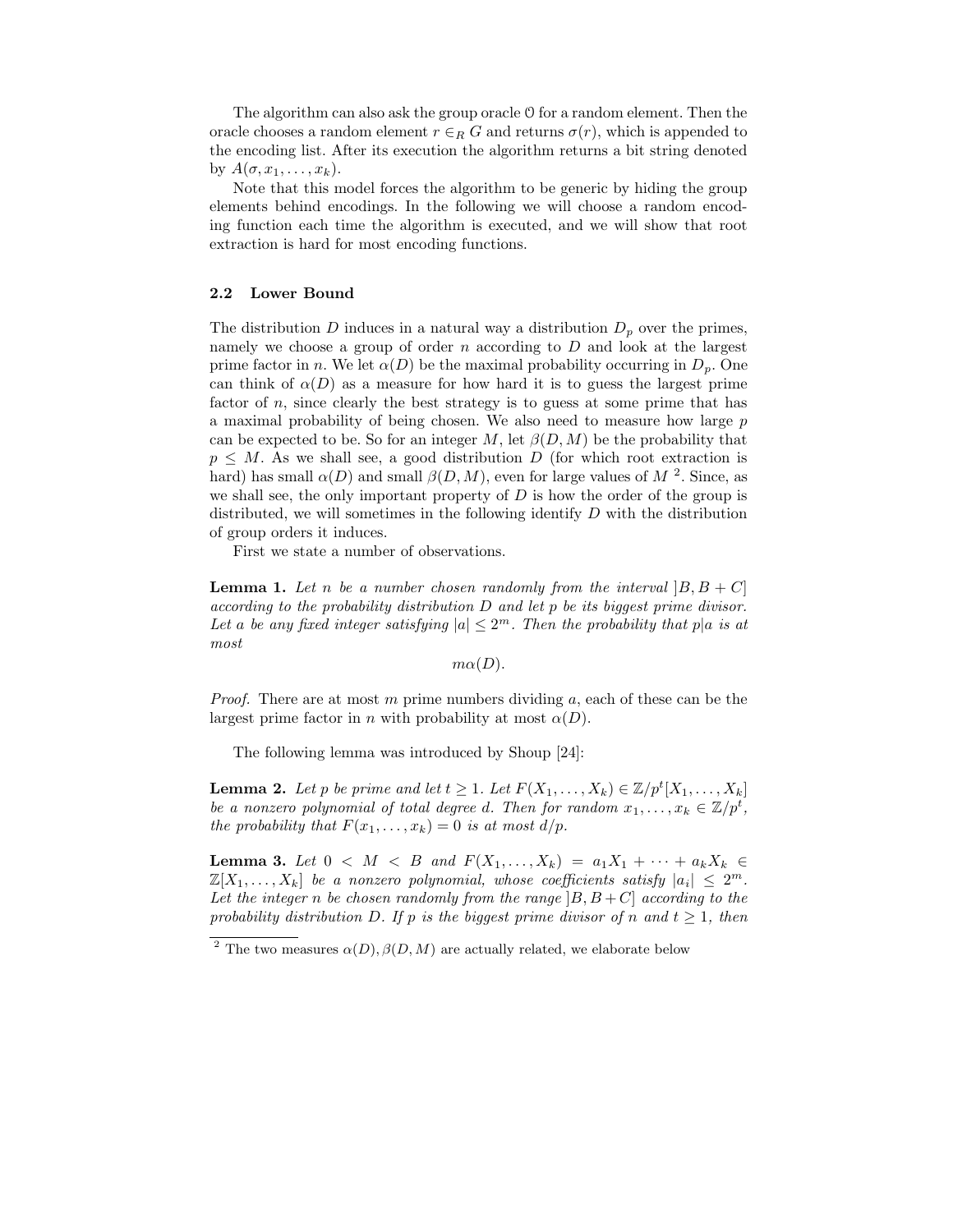The algorithm can also ask the group oracle $\mathcal{O}$ for a random element. Then the oracle chooses a random element $r \in_R G$ and returns $\sigma(r)$, which is appended to the encoding list. After its execution the algorithm returns a bit string denoted by $A(\sigma, x_1, \ldots, x_k)$.

Note that this model forces the algorithm to be generic by hiding the group elements behind encodings. In the following we will choose a random encoding function each time the algorithm is executed, and we will show that root extraction is hard for most encoding functions.

### 2.2 Lower Bound

The distribution $D$ induces in a natural way a distribution $D_p$ over the primes, namely we choose a group of order $n$ according to $D$ and look at the largest prime factor in $n$. We let $\alpha(D)$ be the maximal probability occurring in $D_p$. One can think of $\alpha(D)$ as a measure for how hard it is to guess the largest prime factor of $n$, since clearly the best strategy is to guess at some prime that has a maximal probability of being chosen. We also need to measure how large $p$ can be expected to be. So for an integer $M$, let $\beta(D, M)$ be the probability that $p \leq M$. As we shall see, a good distribution $D$ (for which root extraction is hard) has small $\alpha(D)$ and small $\beta(D, M)$, even for large values of $M$ [2]. Since, as we shall see, the only important property of $D$ is how the order of the group is distributed, we will sometimes in the following identify $D$ with the distribution of group orders it induces.

First we state a number of observations.

**Lemma 1.** *Let $n$ be a number chosen randomly from the interval $]B, B+C]$ according to the probability distribution $D$ and let $p$ be its biggest prime divisor. Let $a$ be any fixed integer satisfying $|a| \leq 2^m$. Then the probability that $p|a$ is at most*

$$m\alpha(D).$$

*Proof.* There are at most $m$ prime numbers dividing $a$, each of these can be the largest prime factor in $n$ with probability at most $\alpha(D)$.

The following lemma was introduced by Shoup [24]:

**Lemma 2.** *Let $p$ be prime and let $t \geq 1$. Let $F(X_1, \ldots, X_k) \in \mathbb{Z}/p^t[X_1, \ldots, X_k]$ be a nonzero polynomial of total degree $d$. Then for random $x_1, \ldots, x_k \in \mathbb{Z}/p^t$, the probability that $F(x_1, \ldots, x_k) = 0$ is at most $d/p$.*

**Lemma 3.** *Let $0 < M < B$ and $F(X_1, \ldots, X_k) = a_1X_1 + \cdots + a_kX_k \in \mathbb{Z}[X_1, \ldots, X_k]$ be a nonzero polynomial, whose coefficients satisfy $|a_i| \leq 2^m$. Let the integer $n$ be chosen randomly from the range $]B, B+C]$ according to the probability distribution $D$. If $p$ is the biggest prime divisor of $n$ and $t \geq 1$, then*

[2] The two measures $\alpha(D), \beta(D, M)$ are actually related, we elaborate below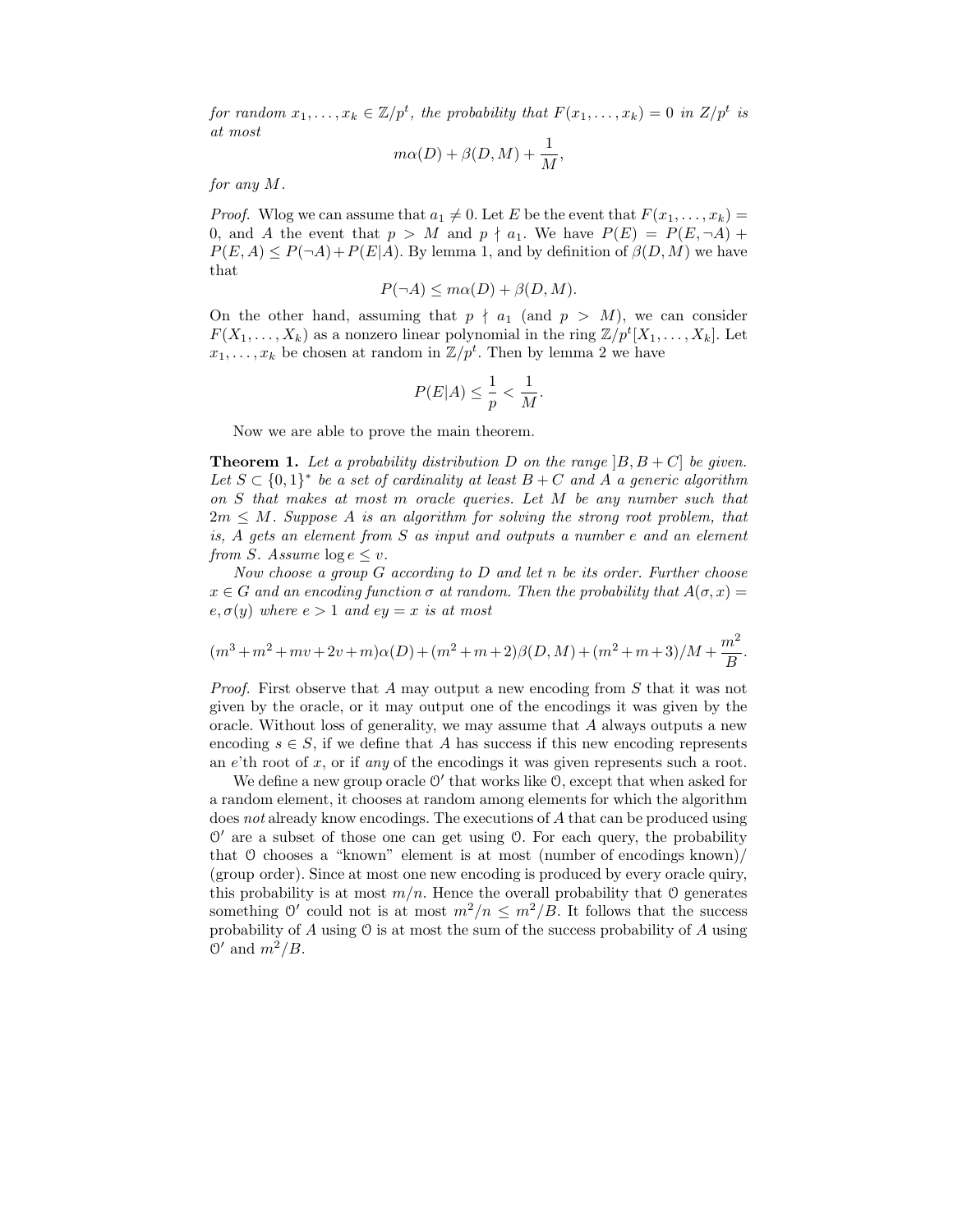*for random $x_1, \ldots, x_k \in \mathbb{Z}/p^t$, the probability that $F(x_1, \ldots, x_k) = 0$ in $Z/p^t$ is at most*

$$m\alpha(D) + \beta(D, M) + \frac{1}{M},$$

*for any $M$.*

*Proof.* Wlog we can assume that $a_1 \neq 0$. Let $E$ be the event that $F(x_1, \ldots, x_k) = 0$, and $A$ the event that $p > M$ and $p \nmid a_1$. We have $P(E) = P(E, \neg A) + P(E, A) \leq P(\neg A) + P(E|A)$. By lemma 1, and by definition of $\beta(D, M)$ we have that

$$P(\neg A) \leq m\alpha(D) + \beta(D, M).$$

On the other hand, assuming that $p \nmid a_1$ (and $p > M$), we can consider $F(X_1, \ldots, X_k)$ as a nonzero linear polynomial in the ring $\mathbb{Z}/p^t[X_1, \ldots, X_k]$. Let $x_1, \ldots, x_k$ be chosen at random in $\mathbb{Z}/p^t$. Then by lemma 2 we have

$$P(E|A) \leq \frac{1}{p} < \frac{1}{M}.$$

Now we are able to prove the main theorem.

**Theorem 1.** *Let a probability distribution $D$ on the range $]B, B + C]$ be given. Let $S \subset \{0, 1\}^*$ be a set of cardinality at least $B + C$ and $A$ a generic algorithm on $S$ that makes at most $m$ oracle queries. Let $M$ be any number such that $2m \leq M$. Suppose $A$ is an algorithm for solving the strong root problem, that is, $A$ gets an element from $S$ as input and outputs a number $e$ and an element from $S$. Assume $\log e \leq v$.*

*Now choose a group $G$ according to $D$ and let $n$ be its order. Further choose $x \in G$ and an encoding function $\sigma$ at random. Then the probability that $A(\sigma, x) = e, \sigma(y)$ where $e > 1$ and $ey = x$ is at most*

$$(m^3 + m^2 + mv + 2v + m)\alpha(D) + (m^2 + m + 2)\beta(D, M) + (m^2 + m + 3)/M + \frac{m^2}{B}.$$

*Proof.* First observe that $A$ may output a new encoding from $S$ that it was not given by the oracle, or it may output one of the encodings it was given by the oracle. Without loss of generality, we may assume that $A$ always outputs a new encoding $s \in S$, if we define that $A$ has success if this new encoding represents an $e$'th root of $x$, or if *any* of the encodings it was given represents such a root.

We define a new group oracle $\mathcal{O}'$ that works like $\mathcal{O}$, except that when asked for a random element, it chooses at random among elements for which the algorithm does *not* already know encodings. The executions of $A$ that can be produced using $\mathcal{O}'$ are a subset of those one can get using $\mathcal{O}$. For each query, the probability that $\mathcal{O}$ chooses a "known" element is at most (number of encodings known)/(group order). Since at most one new encoding is produced by every oracle quiry, this probability is at most $m/n$. Hence the overall probability that $\mathcal{O}$ generates something $\mathcal{O}'$ could not is at most $m^2/n \leq m^2/B$. It follows that the success probability of $A$ using $\mathcal{O}$ is at most the sum of the success probability of $A$ using $\mathcal{O}'$ and $m^2/B$.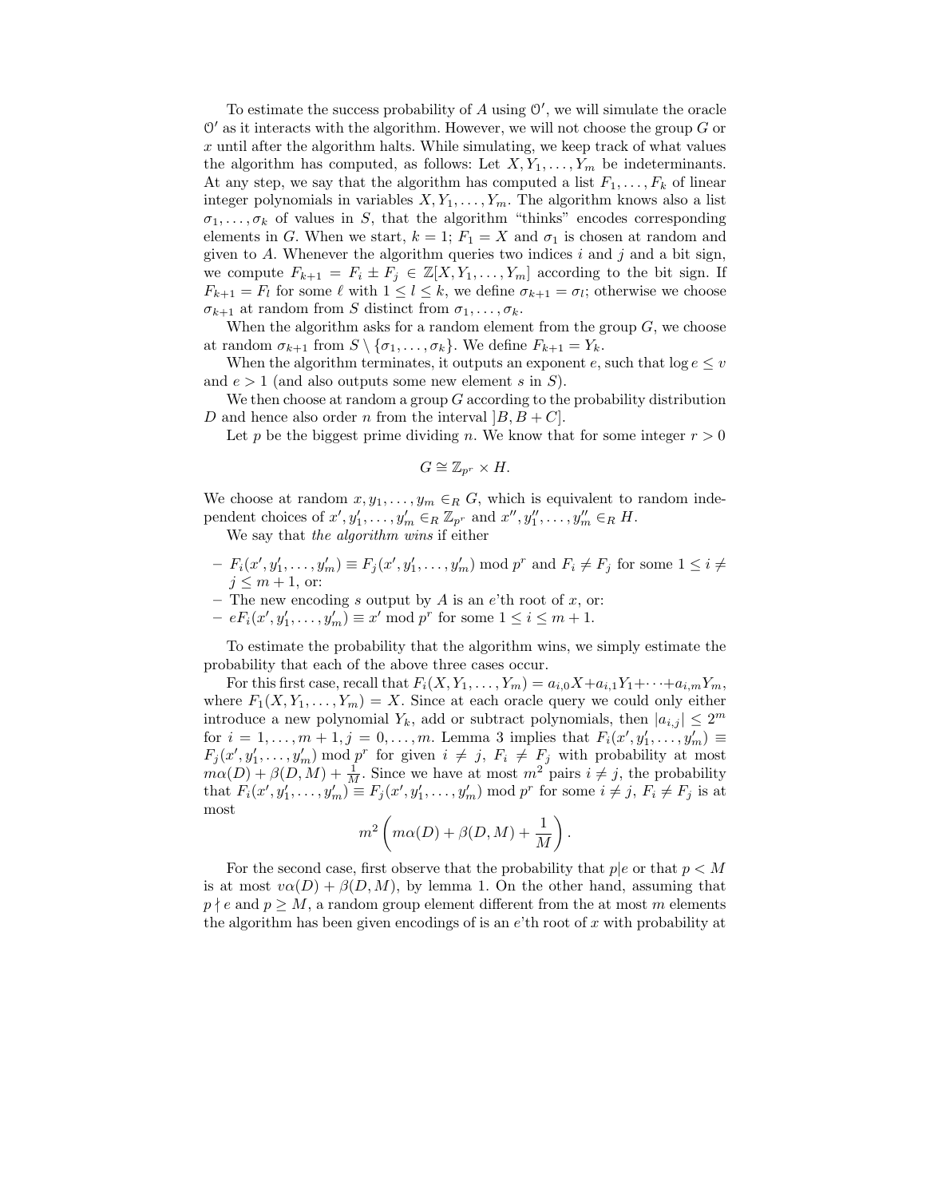To estimate the success probability of $A$ using $\mathcal{O}'$, we will simulate the oracle $\mathcal{O}'$ as it interacts with the algorithm. However, we will not choose the group $G$ or $x$ until after the algorithm halts. While simulating, we keep track of what values the algorithm has computed, as follows: Let $X, Y_1, \ldots, Y_m$ be indeterminants. At any step, we say that the algorithm has computed a list $F_1, \ldots, F_k$ of linear integer polynomials in variables $X, Y_1, \ldots, Y_m$. The algorithm knows also a list $\sigma_1, \ldots, \sigma_k$ of values in $S$, that the algorithm "thinks" encodes corresponding elements in $G$. When we start, $k = 1$; $F_1 = X$ and $\sigma_1$ is chosen at random and given to $A$. Whenever the algorithm queries two indices $i$ and $j$ and a bit sign, we compute $F_{k+1} = F_i \pm F_j \in \mathbb{Z}[X, Y_1, \ldots, Y_m]$ according to the bit sign. If $F_{k+1} = F_l$ for some $\ell$ with $1 \leq l \leq k$, we define $\sigma_{k+1} = \sigma_l$; otherwise we choose $\sigma_{k+1}$ at random from $S$ distinct from $\sigma_1, \ldots, \sigma_k$.

When the algorithm asks for a random element from the group $G$, we choose at random $\sigma_{k+1}$ from $S \setminus \{\sigma_1, \ldots, \sigma_k\}$. We define $F_{k+1} = Y_k$.

When the algorithm terminates, it outputs an exponent $e$, such that $\log e \leq v$ and $e > 1$ (and also outputs some new element $s$ in $S$).

We then choose at random a group $G$ according to the probability distribution $D$ and hence also order $n$ from the interval $]B, B + C]$.

Let $p$ be the biggest prime dividing $n$. We know that for some integer $r > 0$

$$G \cong \mathbb{Z}_{p^r} \times H.$$

We choose at random $x, y_1, \ldots, y_m \in_R G$, which is equivalent to random independent choices of $x', y_1', \ldots, y_m' \in_R \mathbb{Z}_{p^r}$ and $x'', y_1'', \ldots, y_m'' \in_R H$.

We say that *the algorithm wins* if either

- $F_i(x', y_1', \ldots, y_m') \equiv F_j(x', y_1', \ldots, y_m') \bmod p^r$ and $F_i \neq F_j$ for some $1 \leq i \neq j \leq m + 1$, or:
- The new encoding $s$ output by $A$ is an $e$'th root of $x$, or:
- $eF_i(x', y_1', \ldots, y_m') \equiv x' \bmod p^r$ for some $1 \leq i \leq m + 1$.

To estimate the probability that the algorithm wins, we simply estimate the probability that each of the above three cases occur.

For this first case, recall that $F_i(X, Y_1, \ldots, Y_m) = a_{i,0}X + a_{i,1}Y_1 + \cdots + a_{i,m}Y_m$, where $F_1(X, Y_1, \ldots, Y_m) = X$. Since at each oracle query we could only either introduce a new polynomial $Y_k$, add or subtract polynomials, then $|a_{i,j}| \leq 2^m$ for $i = 1, \ldots, m + 1, j = 0, \ldots, m$. Lemma 3 implies that $F_i(x', y_1', \ldots, y_m') \equiv F_j(x', y_1', \ldots, y_m') \bmod p^r$ for given $i \neq j$, $F_i \neq F_j$ with probability at most $m\alpha(D) + \beta(D, M) + \frac{1}{M}$. Since we have at most $m^2$ pairs $i \neq j$, the probability that $F_i(x', y_1', \ldots, y_m') \equiv F_j(x', y_1', \ldots, y_m') \bmod p^r$ for some $i \neq j$, $F_i \neq F_j$ is at most

$$m^2 \left( m\alpha(D) + \beta(D, M) + \frac{1}{M} \right).$$

For the second case, first observe that the probability that $p | e$ or that $p < M$ is at most $v\alpha(D) + \beta(D, M)$, by lemma 1. On the other hand, assuming that $p \nmid e$ and $p \geq M$, a random group element different from the at most $m$ elements the algorithm has been given encodings of is an $e$'th root of $x$ with probability at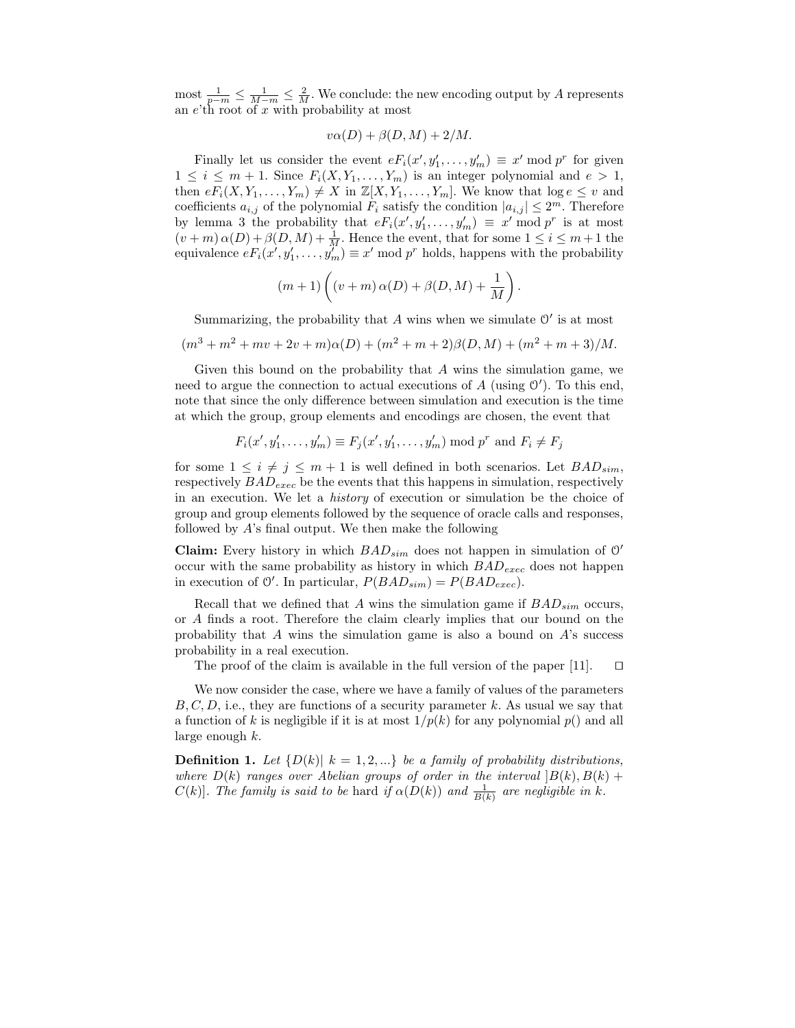most $\frac{1}{p-m} \le \frac{1}{M-m} \le \frac{2}{M}$. We conclude: the new encoding output by $A$ represents an $e$'th root of $x$ with probability at most

$$v\alpha(D) + \beta(D, M) + 2/M.$$

Finally let us consider the event $eF_i(x', y'_1, \dots, y'_m) \equiv x' \bmod p^r$ for given $1 \le i \le m+1$. Since $F_i(X, Y_1, \dots, Y_m)$ is an integer polynomial and $e > 1$, then $eF_i(X, Y_1, \dots, Y_m) \ne X$ in $\mathbb{Z}[X, Y_1, \dots, Y_m]$. We know that $\log e \le v$ and coefficients $a_{i,j}$ of the polynomial $F_i$ satisfy the condition $|a_{i,j}| \le 2^m$. Therefore by lemma 3 the probability that $eF_i(x', y'_1, \dots, y'_m) \equiv x' \bmod p^r$ is at most $(v+m)\,\alpha(D) + \beta(D, M) + \frac{1}{M}$. Hence the event, that for some $1 \le i \le m+1$ the equivalence $eF_i(x', y'_1, \dots, y'_m) \equiv x' \bmod p^r$ holds, happens with the probability

$$(m+1)\left((v+m)\,\alpha(D) + \beta(D, M) + \frac{1}{M}\right).$$

Summarizing, the probability that $A$ wins when we simulate $\mathcal{O}'$ is at most

$$(m^3 + m^2 + mv + 2v + m)\alpha(D) + (m^2 + m + 2)\beta(D, M) + (m^2 + m + 3)/M.$$

Given this bound on the probability that $A$ wins the simulation game, we need to argue the connection to actual executions of $A$ (using $\mathcal{O}'$). To this end, note that since the only difference between simulation and execution is the time at which the group, group elements and encodings are chosen, the event that

$$F_i(x', y'_1, \dots, y'_m) \equiv F_j(x', y'_1, \dots, y'_m) \bmod p^r \text{ and } F_i \ne F_j$$

for some $1 \le i \ne j \le m+1$ is well defined in both scenarios. Let $BAD_{sim}$, respectively $BAD_{exec}$ be the events that this happens in simulation, respectively in an execution. We let a *history* of execution or simulation be the choice of group and group elements followed by the sequence of oracle calls and responses, followed by $A$'s final output. We then make the following

**Claim:** Every history in which $BAD_{sim}$ does not happen in simulation of $\mathcal{O}'$ occur with the same probability as history in which $BAD_{exec}$ does not happen in execution of $\mathcal{O}'$. In particular, $P(BAD_{sim}) = P(BAD_{exec})$.

Recall that we defined that $A$ wins the simulation game if $BAD_{sim}$ occurs, or $A$ finds a root. Therefore the claim clearly implies that our bound on the probability that $A$ wins the simulation game is also a bound on $A$'s success probability in a real execution.

The proof of the claim is available in the full version of the paper [11]. $\square$

We now consider the case, where we have a family of values of the parameters $B, C, D$, i.e., they are functions of a security parameter $k$. As usual we say that a function of $k$ is negligible if it is at most $1/p(k)$ for any polynomial $p()$ and all large enough $k$.

**Definition 1.** *Let $\{D(k) |\ k = 1, 2, \dots\}$ be a family of probability distributions, where $D(k)$ ranges over Abelian groups of order in the interval $]B(k), B(k) + C(k)]$. The family is said to be* hard *if $\alpha(D(k))$ and $\frac{1}{B(k)}$ are negligible in $k$.*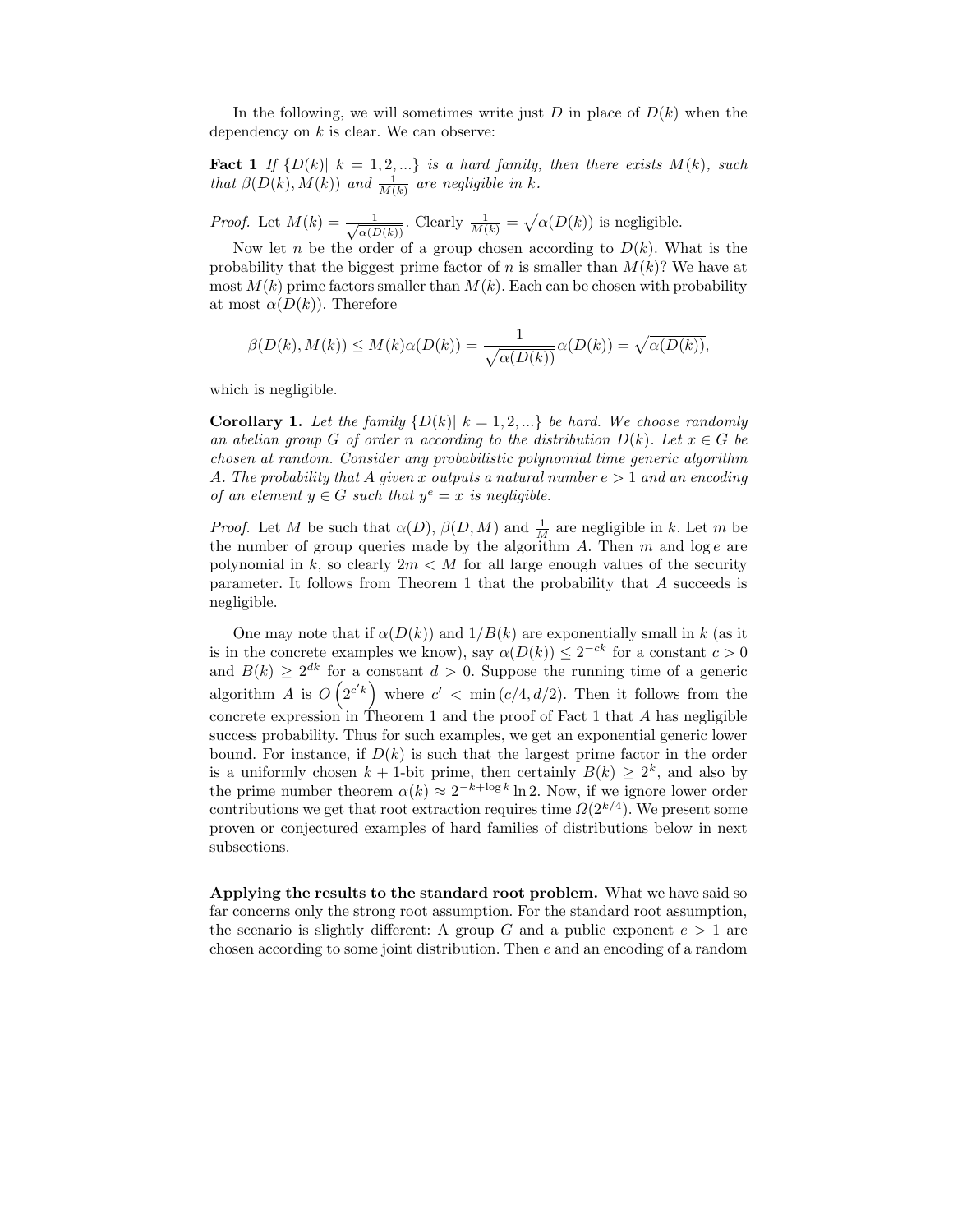In the following, we will sometimes write just $D$ in place of $D(k)$ when the dependency on $k$ is clear. We can observe:

**Fact 1** *If $\{D(k)|\ k = 1, 2, ...\}$ is a hard family, then there exists $M(k)$, such that $\beta(D(k), M(k))$ and $\frac{1}{M(k)}$ are negligible in $k$.*

*Proof.* Let $M(k) = \frac{1}{\sqrt{\alpha(D(k))}}$. Clearly $\frac{1}{M(k)} = \sqrt{\alpha(D(k))}$ is negligible.

Now let $n$ be the order of a group chosen according to $D(k)$. What is the probability that the biggest prime factor of $n$ is smaller than $M(k)$? We have at most $M(k)$ prime factors smaller than $M(k)$. Each can be chosen with probability at most $\alpha(D(k))$. Therefore

$$\beta(D(k), M(k)) \leq M(k)\alpha(D(k)) = \frac{1}{\sqrt{\alpha(D(k))}}\alpha(D(k)) = \sqrt{\alpha(D(k))},$$

which is negligible.

**Corollary 1.** *Let the family $\{D(k)|\ k = 1, 2, ...\}$ be hard. We choose randomly an abelian group $G$ of order $n$ according to the distribution $D(k)$. Let $x \in G$ be chosen at random. Consider any probabilistic polynomial time generic algorithm $A$. The probability that $A$ given $x$ outputs a natural number $e > 1$ and an encoding of an element $y \in G$ such that $y^e = x$ is negligible.*

*Proof.* Let $M$ be such that $\alpha(D)$, $\beta(D, M)$ and $\frac{1}{M}$ are negligible in $k$. Let $m$ be the number of group queries made by the algorithm $A$. Then $m$ and $\log e$ are polynomial in $k$, so clearly $2m < M$ for all large enough values of the security parameter. It follows from Theorem 1 that the probability that $A$ succeeds is negligible.

One may note that if $\alpha(D(k))$ and $1/B(k)$ are exponentially small in $k$ (as it is in the concrete examples we know), say $\alpha(D(k)) \leq 2^{-ck}$ for a constant $c > 0$ and $B(k) \geq 2^{dk}$ for a constant $d > 0$. Suppose the running time of a generic algorithm $A$ is $O\left(2^{c'k}\right)$ where $c' < \min(c/4, d/2)$. Then it follows from the concrete expression in Theorem 1 and the proof of Fact 1 that $A$ has negligible success probability. Thus for such examples, we get an exponential generic lower bound. For instance, if $D(k)$ is such that the largest prime factor in the order is a uniformly chosen $k+1$-bit prime, then certainly $B(k) \geq 2^k$, and also by the prime number theorem $\alpha(k) \approx 2^{-k+\log k} \ln 2$. Now, if we ignore lower order contributions we get that root extraction requires time $\Omega(2^{k/4})$. We present some proven or conjectured examples of hard families of distributions below in next subsections.

**Applying the results to the standard root problem.** What we have said so far concerns only the strong root assumption. For the standard root assumption, the scenario is slightly different: A group $G$ and a public exponent $e > 1$ are chosen according to some joint distribution. Then $e$ and an encoding of a random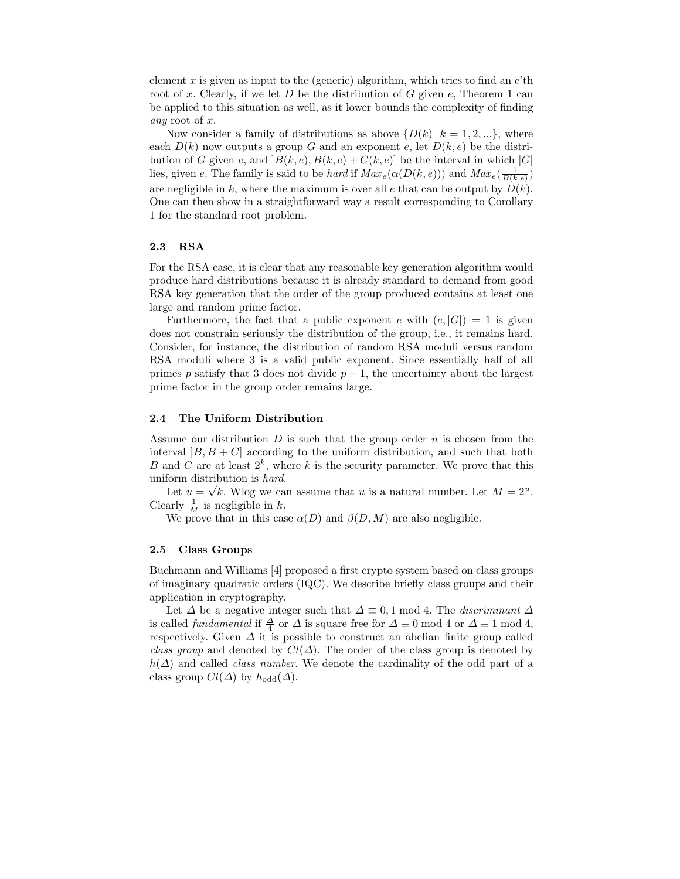element $x$ is given as input to the (generic) algorithm, which tries to find an $e$'th root of $x$. Clearly, if we let $D$ be the distribution of $G$ given $e$, Theorem 1 can be applied to this situation as well, as it lower bounds the complexity of finding *any* root of $x$.

Now consider a family of distributions as above $\{D(k)|\ k = 1, 2, ...\}$, where each $D(k)$ now outputs a group $G$ and an exponent $e$, let $D(k, e)$ be the distribution of $G$ given $e$, and $]B(k, e), B(k, e) + C(k, e)]$ be the interval in which $|G|$ lies, given $e$. The family is said to be *hard* if $Max_e(\alpha(D(k, e)))$ and $Max_e(\frac{1}{B(k,e)})$ are negligible in $k$, where the maximum is over all $e$ that can be output by $D(k)$. One can then show in a straightforward way a result corresponding to Corollary 1 for the standard root problem.

### 2.3 RSA

For the RSA case, it is clear that any reasonable key generation algorithm would produce hard distributions because it is already standard to demand from good RSA key generation that the order of the group produced contains at least one large and random prime factor.

Furthermore, the fact that a public exponent $e$ with $(e, |G|) = 1$ is given does not constrain seriously the distribution of the group, i.e., it remains hard. Consider, for instance, the distribution of random RSA moduli versus random RSA moduli where 3 is a valid public exponent. Since essentially half of all primes $p$ satisfy that 3 does not divide $p - 1$, the uncertainty about the largest prime factor in the group order remains large.

### 2.4 The Uniform Distribution

Assume our distribution $D$ is such that the group order $n$ is chosen from the interval $]B, B + C]$ according to the uniform distribution, and such that both $B$ and $C$ are at least $2^k$, where $k$ is the security parameter. We prove that this uniform distribution is *hard*.

Let $u = \sqrt{k}$. Wlog we can assume that $u$ is a natural number. Let $M = 2^u$. Clearly $\frac{1}{M}$ is negligible in $k$.

We prove that in this case $\alpha(D)$ and $\beta(D, M)$ are also negligible.

### 2.5 Class Groups

Buchmann and Williams [4] proposed a first crypto system based on class groups of imaginary quadratic orders (IQC). We describe briefly class groups and their application in cryptography.

Let $\Delta$ be a negative integer such that $\Delta \equiv 0, 1 \bmod 4$. The *discriminant* $\Delta$ is called *fundamental* if $\frac{\Delta}{4}$ or $\Delta$ is square free for $\Delta \equiv 0 \bmod 4$ or $\Delta \equiv 1 \bmod 4$, respectively. Given $\Delta$ it is possible to construct an abelian finite group called *class group* and denoted by $Cl(\Delta)$. The order of the class group is denoted by $h(\Delta)$ and called *class number*. We denote the cardinality of the odd part of a class group $Cl(\Delta)$ by $h_{\text{odd}}(\Delta)$.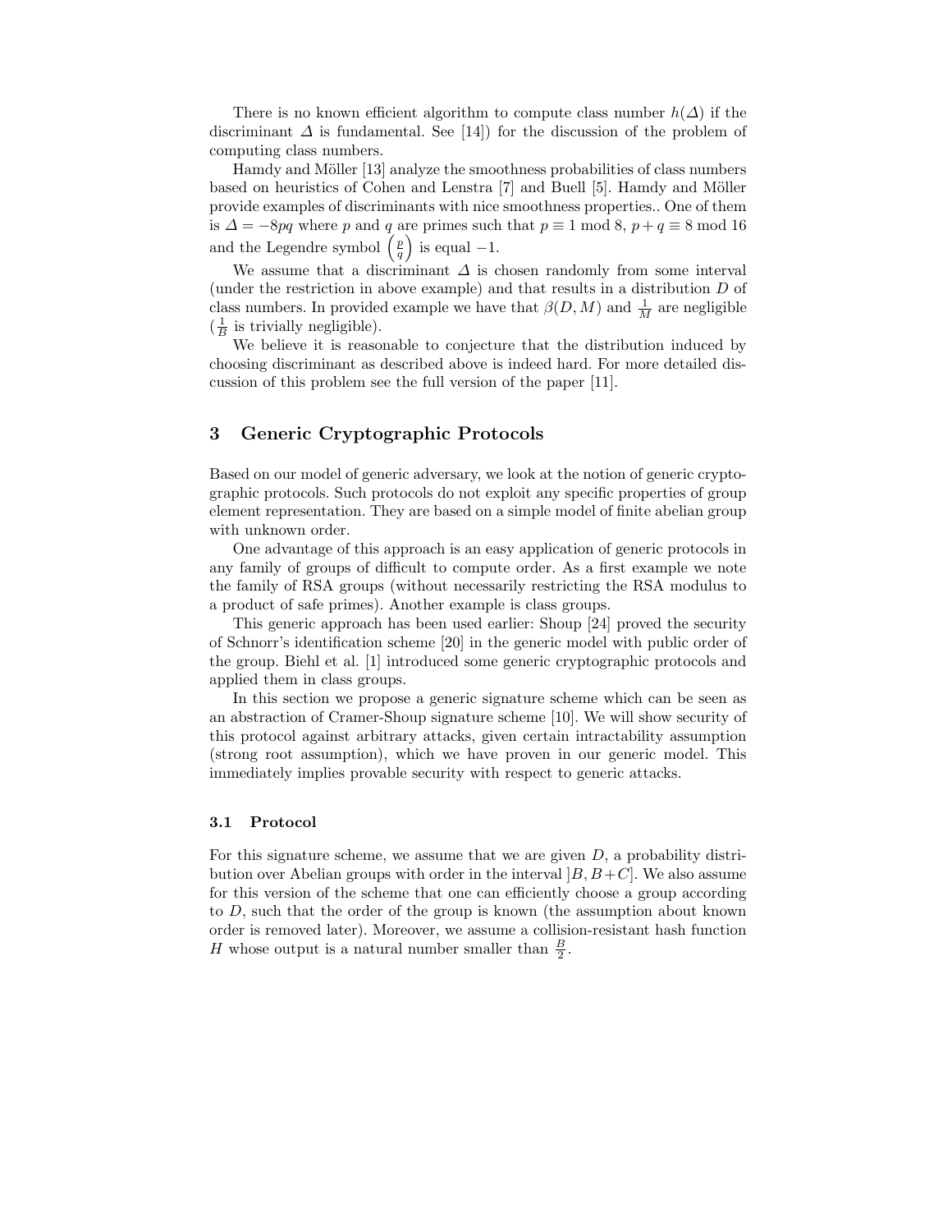There is no known efficient algorithm to compute class number $h(\Delta)$ if the discriminant $\Delta$ is fundamental. See [14]) for the discussion of the problem of computing class numbers.

Hamdy and Möller [13] analyze the smoothness probabilities of class numbers based on heuristics of Cohen and Lenstra [7] and Buell [5]. Hamdy and Möller provide examples of discriminants with nice smoothness properties.. One of them is $\Delta = -8pq$ where $p$ and $q$ are primes such that $p \equiv 1 \bmod 8$, $p + q \equiv 8 \bmod 16$ and the Legendre symbol $\left(\frac{p}{q}\right)$ is equal $-1$.

We assume that a discriminant $\Delta$ is chosen randomly from some interval (under the restriction in above example) and that results in a distribution $D$ of class numbers. In provided example we have that $\beta(D, M)$ and $\frac{1}{M}$ are negligible ($\frac{1}{B}$ is trivially negligible).

We believe it is reasonable to conjecture that the distribution induced by choosing discriminant as described above is indeed hard. For more detailed discussion of this problem see the full version of the paper [11].

## 3 Generic Cryptographic Protocols

Based on our model of generic adversary, we look at the notion of generic cryptographic protocols. Such protocols do not exploit any specific properties of group element representation. They are based on a simple model of finite abelian group with unknown order.

One advantage of this approach is an easy application of generic protocols in any family of groups of difficult to compute order. As a first example we note the family of RSA groups (without necessarily restricting the RSA modulus to a product of safe primes). Another example is class groups.

This generic approach has been used earlier: Shoup [24] proved the security of Schnorr's identification scheme [20] in the generic model with public order of the group. Biehl et al. [1] introduced some generic cryptographic protocols and applied them in class groups.

In this section we propose a generic signature scheme which can be seen as an abstraction of Cramer-Shoup signature scheme [10]. We will show security of this protocol against arbitrary attacks, given certain intractability assumption (strong root assumption), which we have proven in our generic model. This immediately implies provable security with respect to generic attacks.

### 3.1 Protocol

For this signature scheme, we assume that we are given $D$, a probability distribution over Abelian groups with order in the interval $]B, B+C]$. We also assume for this version of the scheme that one can efficiently choose a group according to $D$, such that the order of the group is known (the assumption about known order is removed later). Moreover, we assume a collision-resistant hash function $H$ whose output is a natural number smaller than $\frac{B}{2}$.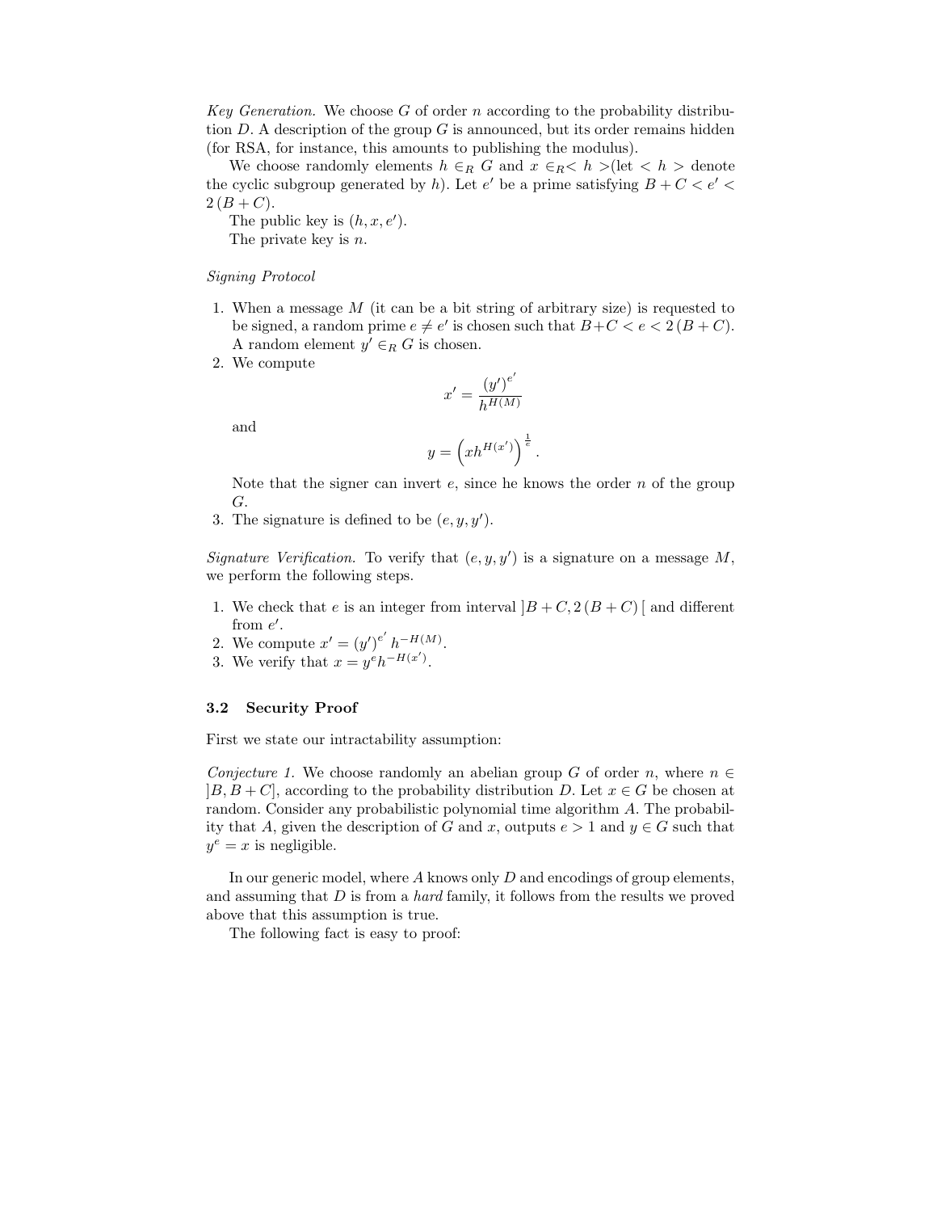*Key Generation.* We choose $G$ of order $n$ according to the probability distribution $D$. A description of the group $G$ is announced, but its order remains hidden (for RSA, for instance, this amounts to publishing the modulus).

We choose randomly elements $h \in_R G$ and $x \in_R < h >$(let $< h >$ denote the cyclic subgroup generated by $h$). Let $e'$ be a prime satisfying $B + C < e' < 2\,(B + C)$.

The public key is $(h, x, e')$.

The private key is $n$.

*Signing Protocol*

1. When a message $M$ (it can be a bit string of arbitrary size) is requested to be signed, a random prime $e \neq e'$ is chosen such that $B+C < e < 2\,(B + C)$. A random element $y' \in_R G$ is chosen.
2. We compute
$$x' = \frac{(y')^{e'}}{h^{H(M)}}$$
and
$$y = \left(xh^{H(x')}\right)^{\frac{1}{e}}.$$
Note that the signer can invert $e$, since he knows the order $n$ of the group $G$.
3. The signature is defined to be $(e, y, y')$.

*Signature Verification.* To verify that $(e, y, y')$ is a signature on a message $M$, we perform the following steps.

1. We check that $e$ is an integer from interval $]B + C, 2\,(B + C)\,[$ and different from $e'$.
2. We compute $x' = (y')^{e'} h^{-H(M)}$.
3. We verify that $x = y^e h^{-H(x')}$.

### 3.2 Security Proof

First we state our intractability assumption:

*Conjecture 1.* We choose randomly an abelian group $G$ of order $n$, where $n \in ]B, B + C]$, according to the probability distribution $D$. Let $x \in G$ be chosen at random. Consider any probabilistic polynomial time algorithm $A$. The probability that $A$, given the description of $G$ and $x$, outputs $e > 1$ and $y \in G$ such that $y^e = x$ is negligible.

In our generic model, where $A$ knows only $D$ and encodings of group elements, and assuming that $D$ is from a *hard* family, it follows from the results we proved above that this assumption is true.

The following fact is easy to proof: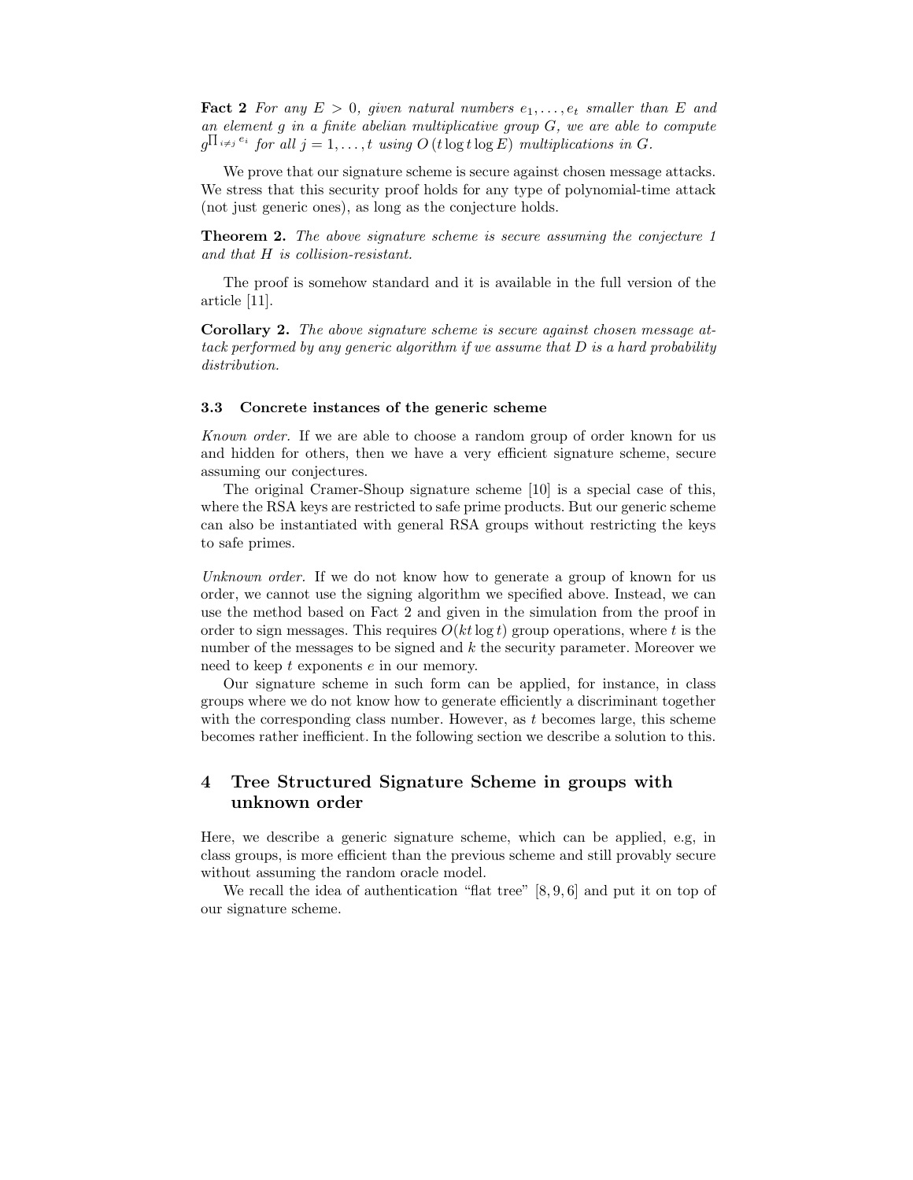**Fact 2** *For any $E > 0$, given natural numbers $e_1, \ldots, e_t$ smaller than $E$ and an element $g$ in a finite abelian multiplicative group $G$, we are able to compute $g^{\prod_{i \neq j} e_i}$ for all $j = 1, \ldots, t$ using $O(t \log t \log E)$ multiplications in $G$.*

We prove that our signature scheme is secure against chosen message attacks. We stress that this security proof holds for any type of polynomial-time attack (not just generic ones), as long as the conjecture holds.

**Theorem 2.** *The above signature scheme is secure assuming the conjecture 1 and that $H$ is collision-resistant.*

The proof is somehow standard and it is available in the full version of the article [11].

**Corollary 2.** *The above signature scheme is secure against chosen message attack performed by any generic algorithm if we assume that $D$ is a hard probability distribution.*

### 3.3 Concrete instances of the generic scheme

*Known order.* If we are able to choose a random group of order known for us and hidden for others, then we have a very efficient signature scheme, secure assuming our conjectures.

The original Cramer-Shoup signature scheme [10] is a special case of this, where the RSA keys are restricted to safe prime products. But our generic scheme can also be instantiated with general RSA groups without restricting the keys to safe primes.

*Unknown order.* If we do not know how to generate a group of known for us order, we cannot use the signing algorithm we specified above. Instead, we can use the method based on Fact 2 and given in the simulation from the proof in order to sign messages. This requires $O(kt \log t)$ group operations, where $t$ is the number of the messages to be signed and $k$ the security parameter. Moreover we need to keep $t$ exponents $e$ in our memory.

Our signature scheme in such form can be applied, for instance, in class groups where we do not know how to generate efficiently a discriminant together with the corresponding class number. However, as $t$ becomes large, this scheme becomes rather inefficient. In the following section we describe a solution to this.

## 4 Tree Structured Signature Scheme in groups with unknown order

Here, we describe a generic signature scheme, which can be applied, e.g, in class groups, is more efficient than the previous scheme and still provably secure without assuming the random oracle model.

We recall the idea of authentication "flat tree" [8, 9, 6] and put it on top of our signature scheme.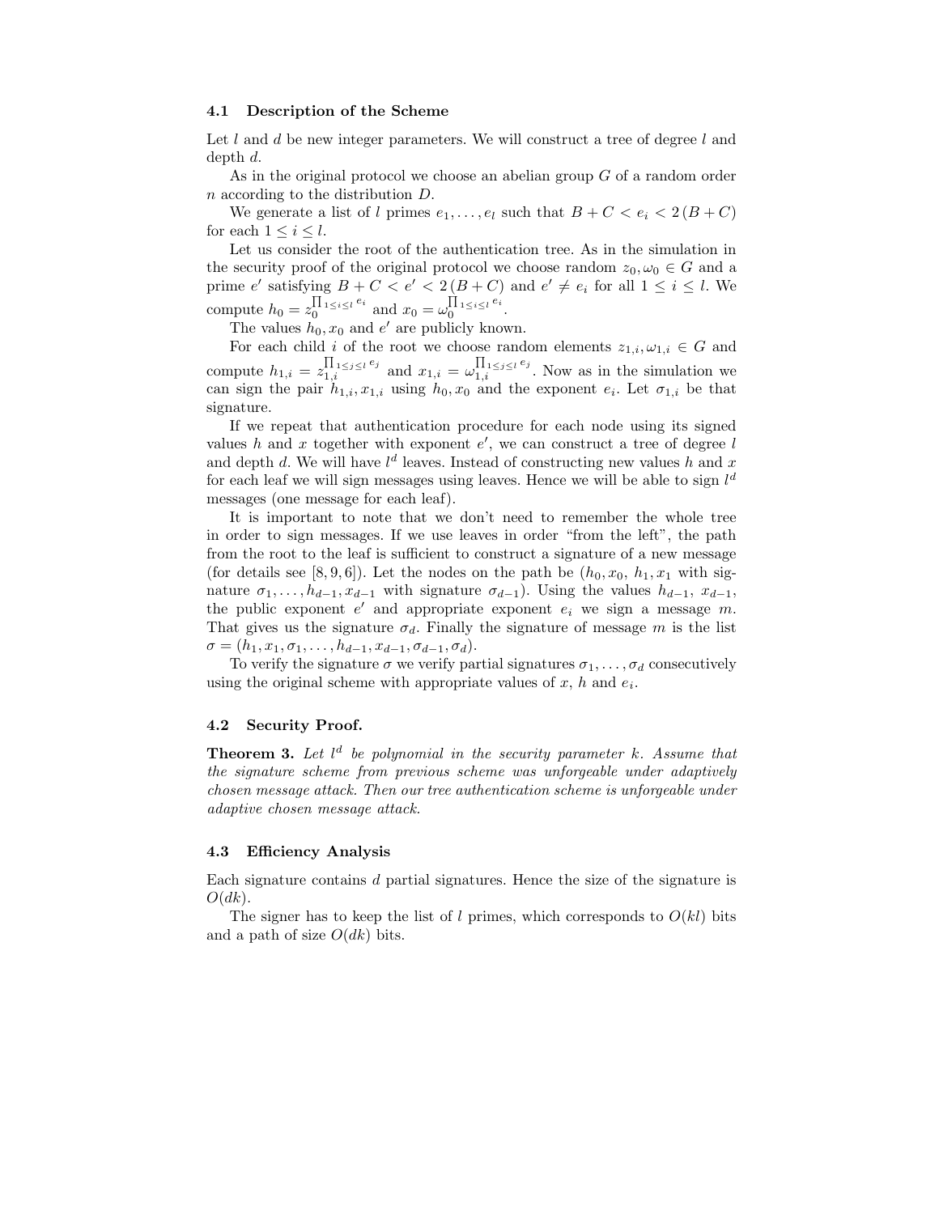### 4.1 Description of the Scheme

Let $l$ and $d$ be new integer parameters. We will construct a tree of degree $l$ and depth $d$.

As in the original protocol we choose an abelian group $G$ of a random order $n$ according to the distribution $D$.

We generate a list of $l$ primes $e_1, \ldots, e_l$ such that $B + C < e_i < 2(B + C)$ for each $1 \leq i \leq l$.

Let us consider the root of the authentication tree. As in the simulation in the security proof of the original protocol we choose random $z_0, \omega_0 \in G$ and a prime $e'$ satisfying $B + C < e' < 2(B + C)$ and $e' \neq e_i$ for all $1 \leq i \leq l$. We compute $h_0 = z_0^{\prod_{1 \leq i \leq l} e_i}$ and $x_0 = \omega_0^{\prod_{1 \leq i \leq l} e_i}$.

The values $h_0, x_0$ and $e'$ are publicly known.

For each child $i$ of the root we choose random elements $z_{1,i}, \omega_{1,i} \in G$ and compute $h_{1,i} = z_{1,i}^{\prod_{1 \leq j \leq l} e_j}$ and $x_{1,i} = \omega_{1,i}^{\prod_{1 \leq j \leq l} e_j}$. Now as in the simulation we can sign the pair $h_{1,i}, x_{1,i}$ using $h_0, x_0$ and the exponent $e_i$. Let $\sigma_{1,i}$ be that signature.

If we repeat that authentication procedure for each node using its signed values $h$ and $x$ together with exponent $e'$, we can construct a tree of degree $l$ and depth $d$. We will have $l^d$ leaves. Instead of constructing new values $h$ and $x$ for each leaf we will sign messages using leaves. Hence we will be able to sign $l^d$ messages (one message for each leaf).

It is important to note that we don't need to remember the whole tree in order to sign messages. If we use leaves in order "from the left", the path from the root to the leaf is sufficient to construct a signature of a new message (for details see [8, 9, 6]). Let the nodes on the path be $(h_0, x_0,\ h_1, x_1$ with signature $\sigma_1, \ldots, h_{d-1}, x_{d-1}$ with signature $\sigma_{d-1})$. Using the values $h_{d-1},\ x_{d-1}$, the public exponent $e'$ and appropriate exponent $e_i$ we sign a message $m$. That gives us the signature $\sigma_d$. Finally the signature of message $m$ is the list $\sigma = (h_1, x_1, \sigma_1, \ldots, h_{d-1}, x_{d-1}, \sigma_{d-1}, \sigma_d)$.

To verify the signature $\sigma$ we verify partial signatures $\sigma_1, \ldots, \sigma_d$ consecutively using the original scheme with appropriate values of $x$, $h$ and $e_i$.

### 4.2 Security Proof.

**Theorem 3.** *Let $l^d$ be polynomial in the security parameter $k$. Assume that the signature scheme from previous scheme was unforgeable under adaptively chosen message attack. Then our tree authentication scheme is unforgeable under adaptive chosen message attack.*

### 4.3 Efficiency Analysis

Each signature contains $d$ partial signatures. Hence the size of the signature is $O(dk)$.

The signer has to keep the list of $l$ primes, which corresponds to $O(kl)$ bits and a path of size $O(dk)$ bits.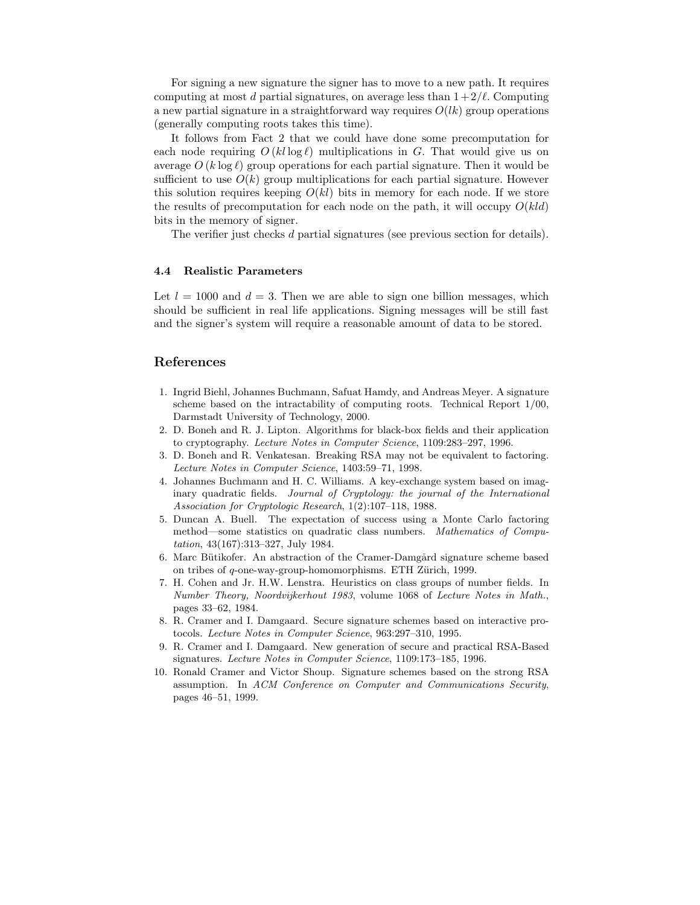For signing a new signature the signer has to move to a new path. It requires computing at most $d$ partial signatures, on average less than $1+2/\ell$. Computing a new partial signature in a straightforward way requires $O(lk)$ group operations (generally computing roots takes this time).

It follows from Fact 2 that we could have done some precomputation for each node requiring $O(kl \log \ell)$ multiplications in $G$. That would give us on average $O(k \log \ell)$ group operations for each partial signature. Then it would be sufficient to use $O(k)$ group multiplications for each partial signature. However this solution requires keeping $O(kl)$ bits in memory for each node. If we store the results of precomputation for each node on the path, it will occupy $O(kld)$ bits in the memory of signer.

The verifier just checks $d$ partial signatures (see previous section for details).

### 4.4 Realistic Parameters

Let $l = 1000$ and $d = 3$. Then we are able to sign one billion messages, which should be sufficient in real life applications. Signing messages will be still fast and the signer's system will require a reasonable amount of data to be stored.

## References

1. Ingrid Biehl, Johannes Buchmann, Safuat Hamdy, and Andreas Meyer. A signature scheme based on the intractability of computing roots. Technical Report 1/00, Darmstadt University of Technology, 2000.
2. D. Boneh and R. J. Lipton. Algorithms for black-box fields and their application to cryptography. *Lecture Notes in Computer Science*, 1109:283–297, 1996.
3. D. Boneh and R. Venkatesan. Breaking RSA may not be equivalent to factoring. *Lecture Notes in Computer Science*, 1403:59–71, 1998.
4. Johannes Buchmann and H. C. Williams. A key-exchange system based on imaginary quadratic fields. *Journal of Cryptology: the journal of the International Association for Cryptologic Research*, 1(2):107–118, 1988.
5. Duncan A. Buell. The expectation of success using a Monte Carlo factoring method—some statistics on quadratic class numbers. *Mathematics of Computation*, 43(167):313–327, July 1984.
6. Marc Bütikofer. An abstraction of the Cramer-Damgård signature scheme based on tribes of $q$-one-way-group-homomorphisms. ETH Zürich, 1999.
7. H. Cohen and Jr. H.W. Lenstra. Heuristics on class groups of number fields. In *Number Theory, Noordvijkerhout 1983*, volume 1068 of *Lecture Notes in Math.*, pages 33–62, 1984.
8. R. Cramer and I. Damgaard. Secure signature schemes based on interactive protocols. *Lecture Notes in Computer Science*, 963:297–310, 1995.
9. R. Cramer and I. Damgaard. New generation of secure and practical RSA-Based signatures. *Lecture Notes in Computer Science*, 1109:173–185, 1996.
10. Ronald Cramer and Victor Shoup. Signature schemes based on the strong RSA assumption. In *ACM Conference on Computer and Communications Security*, pages 46–51, 1999.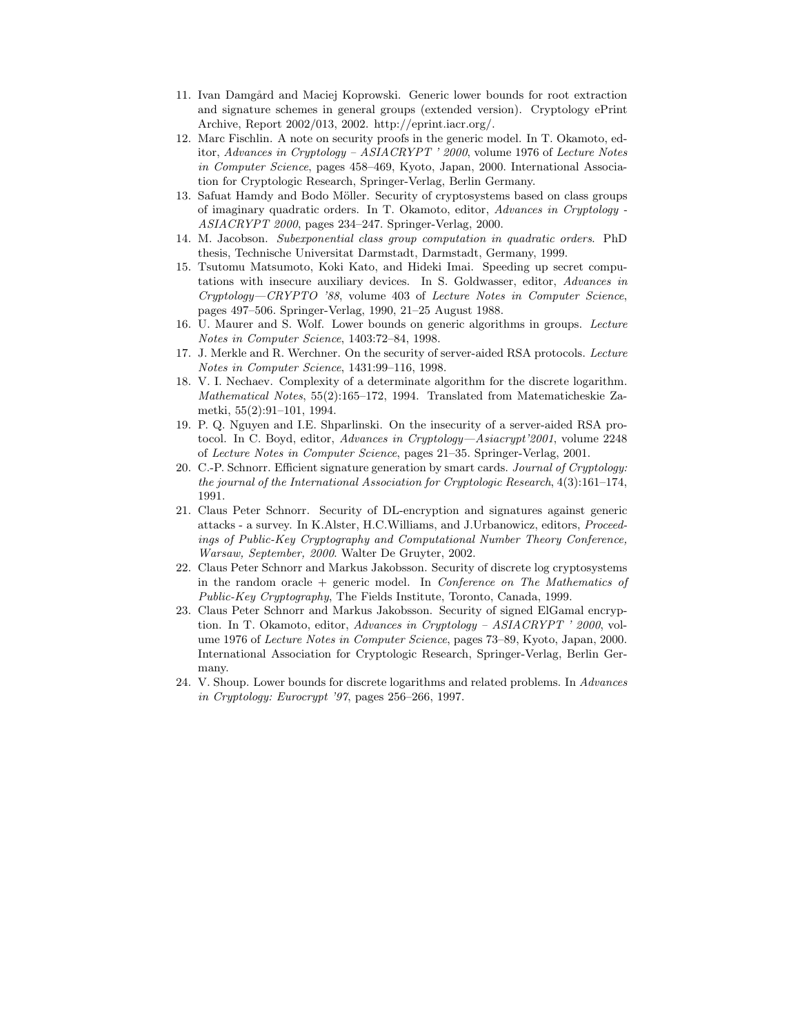11. Ivan Damgård and Maciej Koprowski. Generic lower bounds for root extraction and signature schemes in general groups (extended version). Cryptology ePrint Archive, Report 2002/013, 2002. http://eprint.iacr.org/.
12. Marc Fischlin. A note on security proofs in the generic model. In T. Okamoto, editor, *Advances in Cryptology – ASIACRYPT ' 2000*, volume 1976 of *Lecture Notes in Computer Science*, pages 458–469, Kyoto, Japan, 2000. International Association for Cryptologic Research, Springer-Verlag, Berlin Germany.
13. Safuat Hamdy and Bodo Möller. Security of cryptosystems based on class groups of imaginary quadratic orders. In T. Okamoto, editor, *Advances in Cryptology - ASIACRYPT 2000*, pages 234–247. Springer-Verlag, 2000.
14. M. Jacobson. *Subexponential class group computation in quadratic orders*. PhD thesis, Technische Universitat Darmstadt, Darmstadt, Germany, 1999.
15. Tsutomu Matsumoto, Koki Kato, and Hideki Imai. Speeding up secret computations with insecure auxiliary devices. In S. Goldwasser, editor, *Advances in Cryptology—CRYPTO '88*, volume 403 of *Lecture Notes in Computer Science*, pages 497–506. Springer-Verlag, 1990, 21–25 August 1988.
16. U. Maurer and S. Wolf. Lower bounds on generic algorithms in groups. *Lecture Notes in Computer Science*, 1403:72–84, 1998.
17. J. Merkle and R. Werchner. On the security of server-aided RSA protocols. *Lecture Notes in Computer Science*, 1431:99–116, 1998.
18. V. I. Nechaev. Complexity of a determinate algorithm for the discrete logarithm. *Mathematical Notes*, 55(2):165–172, 1994. Translated from Matematicheskie Zametki, 55(2):91–101, 1994.
19. P. Q. Nguyen and I.E. Shparlinski. On the insecurity of a server-aided RSA protocol. In C. Boyd, editor, *Advances in Cryptology—Asiacrypt'2001*, volume 2248 of *Lecture Notes in Computer Science*, pages 21–35. Springer-Verlag, 2001.
20. C.-P. Schnorr. Efficient signature generation by smart cards. *Journal of Cryptology: the journal of the International Association for Cryptologic Research*, 4(3):161–174, 1991.
21. Claus Peter Schnorr. Security of DL-encryption and signatures against generic attacks - a survey. In K.Alster, H.C.Williams, and J.Urbanowicz, editors, *Proceedings of Public-Key Cryptography and Computational Number Theory Conference, Warsaw, September, 2000*. Walter De Gruyter, 2002.
22. Claus Peter Schnorr and Markus Jakobsson. Security of discrete log cryptosystems in the random oracle + generic model. In *Conference on The Mathematics of Public-Key Cryptography*, The Fields Institute, Toronto, Canada, 1999.
23. Claus Peter Schnorr and Markus Jakobsson. Security of signed ElGamal encryption. In T. Okamoto, editor, *Advances in Cryptology – ASIACRYPT ' 2000*, volume 1976 of *Lecture Notes in Computer Science*, pages 73–89, Kyoto, Japan, 2000. International Association for Cryptologic Research, Springer-Verlag, Berlin Germany.
24. V. Shoup. Lower bounds for discrete logarithms and related problems. In *Advances in Cryptology: Eurocrypt '97*, pages 256–266, 1997.